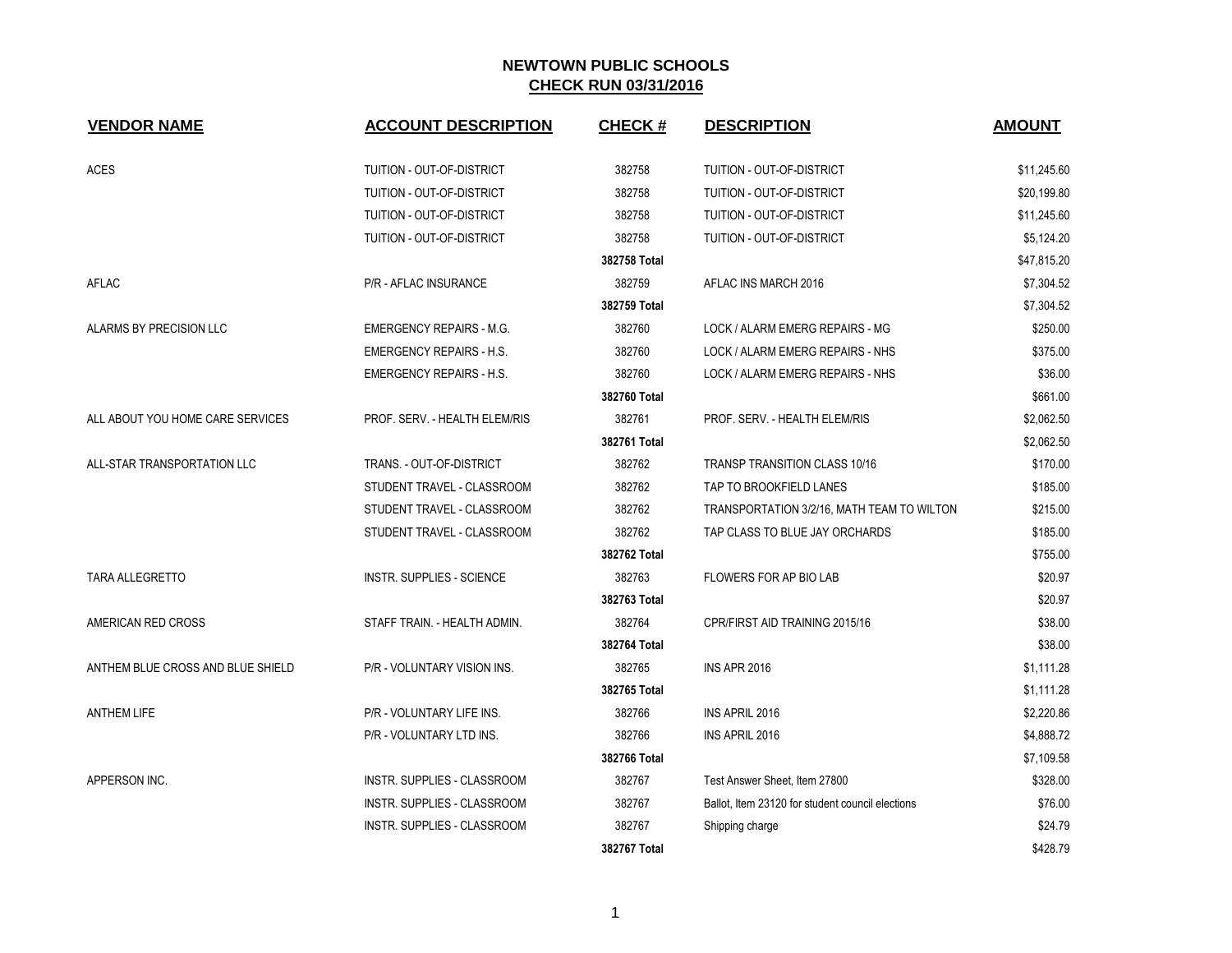# NEWTOWN PUBLIC SCHOOLS

## CHECK RUN 03/31/2016

| VENDOR NAME | ACCOUNT DESCRIPTION | CHECK # | DESCRIPTION | AMOUNT |
|---|---|---|---|---|
| ACES | TUITION - OUT-OF-DISTRICT | 382758 | TUITION - OUT-OF-DISTRICT | $11,245.60 |
| | TUITION - OUT-OF-DISTRICT | 382758 | TUITION - OUT-OF-DISTRICT | $20,199.80 |
| | TUITION - OUT-OF-DISTRICT | 382758 | TUITION - OUT-OF-DISTRICT | $11,245.60 |
| | TUITION - OUT-OF-DISTRICT | 382758 | TUITION - OUT-OF-DISTRICT | $5,124.20 |
| | | **382758 Total** | | $47,815.20 |
| AFLAC | P/R - AFLAC INSURANCE | 382759 | AFLAC INS MARCH 2016 | $7,304.52 |
| | | **382759 Total** | | $7,304.52 |
| ALARMS BY PRECISION LLC | EMERGENCY REPAIRS - M.G. | 382760 | LOCK / ALARM EMERG REPAIRS - MG | $250.00 |
| | EMERGENCY REPAIRS - H.S. | 382760 | LOCK / ALARM EMERG REPAIRS - NHS | $375.00 |
| | EMERGENCY REPAIRS - H.S. | 382760 | LOCK / ALARM EMERG REPAIRS - NHS | $36.00 |
| | | **382760 Total** | | $661.00 |
| ALL ABOUT YOU HOME CARE SERVICES | PROF. SERV. - HEALTH ELEM/RIS | 382761 | PROF. SERV. - HEALTH ELEM/RIS | $2,062.50 |
| | | **382761 Total** | | $2,062.50 |
| ALL-STAR TRANSPORTATION LLC | TRANS. - OUT-OF-DISTRICT | 382762 | TRANSP TRANSITION CLASS 10/16 | $170.00 |
| | STUDENT TRAVEL - CLASSROOM | 382762 | TAP TO BROOKFIELD LANES | $185.00 |
| | STUDENT TRAVEL - CLASSROOM | 382762 | TRANSPORTATION 3/2/16, MATH TEAM TO WILTON | $215.00 |
| | STUDENT TRAVEL - CLASSROOM | 382762 | TAP CLASS TO BLUE JAY ORCHARDS | $185.00 |
| | | **382762 Total** | | $755.00 |
| TARA ALLEGRETTO | INSTR. SUPPLIES - SCIENCE | 382763 | FLOWERS FOR AP BIO LAB | $20.97 |
| | | **382763 Total** | | $20.97 |
| AMERICAN RED CROSS | STAFF TRAIN. - HEALTH ADMIN. | 382764 | CPR/FIRST AID TRAINING 2015/16 | $38.00 |
| | | **382764 Total** | | $38.00 |
| ANTHEM BLUE CROSS AND BLUE SHIELD | P/R - VOLUNTARY VISION INS. | 382765 | INS APR 2016 | $1,111.28 |
| | | **382765 Total** | | $1,111.28 |
| ANTHEM LIFE | P/R - VOLUNTARY LIFE INS. | 382766 | INS APRIL 2016 | $2,220.86 |
| | P/R - VOLUNTARY LTD INS. | 382766 | INS APRIL 2016 | $4,888.72 |
| | | **382766 Total** | | $7,109.58 |
| APPERSON INC. | INSTR. SUPPLIES - CLASSROOM | 382767 | Test Answer Sheet, Item 27800 | $328.00 |
| | INSTR. SUPPLIES - CLASSROOM | 382767 | Ballot, Item 23120 for student council elections | $76.00 |
| | INSTR. SUPPLIES - CLASSROOM | 382767 | Shipping charge | $24.79 |
| | | **382767 Total** | | $428.79 |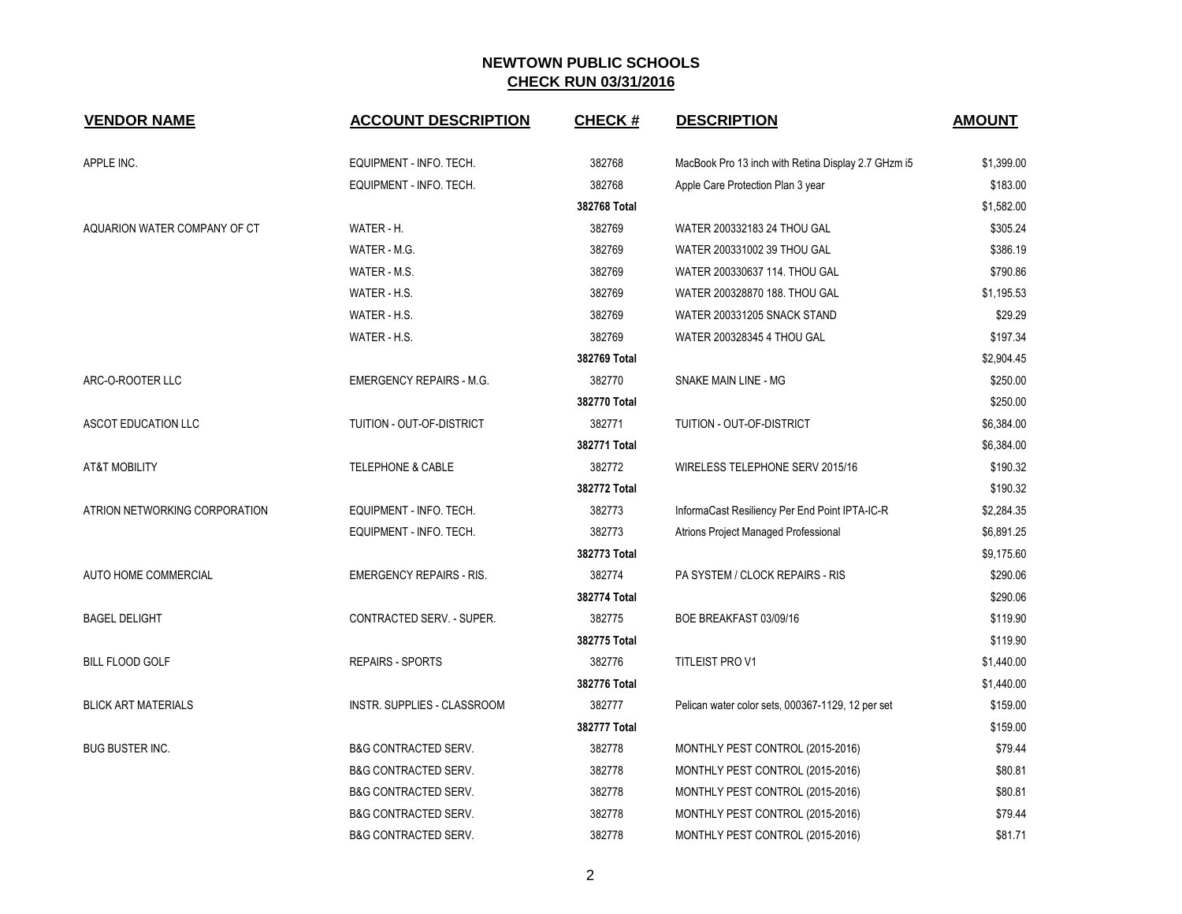# NEWTOWN PUBLIC SCHOOLS
## CHECK RUN 03/31/2016

| VENDOR NAME | ACCOUNT DESCRIPTION | CHECK # | DESCRIPTION | AMOUNT |
|---|---|---|---|---|
| APPLE INC. | EQUIPMENT - INFO. TECH. | 382768 | MacBook Pro 13 inch with Retina Display 2.7 GHzm i5 | $1,399.00 |
| | EQUIPMENT - INFO. TECH. | 382768 | Apple Care Protection Plan 3 year | $183.00 |
| | | **382768 Total** | | $1,582.00 |
| AQUARION WATER COMPANY OF CT | WATER - H. | 382769 | WATER 200332183 24 THOU GAL | $305.24 |
| | WATER - M.G. | 382769 | WATER 200331002 39 THOU GAL | $386.19 |
| | WATER - M.S. | 382769 | WATER 200330637 114. THOU GAL | $790.86 |
| | WATER - H.S. | 382769 | WATER 200328870 188. THOU GAL | $1,195.53 |
| | WATER - H.S. | 382769 | WATER 200331205 SNACK STAND | $29.29 |
| | WATER - H.S. | 382769 | WATER 200328345 4 THOU GAL | $197.34 |
| | | **382769 Total** | | $2,904.45 |
| ARC-O-ROOTER LLC | EMERGENCY REPAIRS - M.G. | 382770 | SNAKE MAIN LINE - MG | $250.00 |
| | | **382770 Total** | | $250.00 |
| ASCOT EDUCATION LLC | TUITION - OUT-OF-DISTRICT | 382771 | TUITION - OUT-OF-DISTRICT | $6,384.00 |
| | | **382771 Total** | | $6,384.00 |
| AT&T MOBILITY | TELEPHONE & CABLE | 382772 | WIRELESS TELEPHONE SERV 2015/16 | $190.32 |
| | | **382772 Total** | | $190.32 |
| ATRION NETWORKING CORPORATION | EQUIPMENT - INFO. TECH. | 382773 | InformaCast Resiliency Per End Point IPTA-IC-R | $2,284.35 |
| | EQUIPMENT - INFO. TECH. | 382773 | Atrions Project Managed Professional | $6,891.25 |
| | | **382773 Total** | | $9,175.60 |
| AUTO HOME COMMERCIAL | EMERGENCY REPAIRS - RIS. | 382774 | PA SYSTEM / CLOCK REPAIRS - RIS | $290.06 |
| | | **382774 Total** | | $290.06 |
| BAGEL DELIGHT | CONTRACTED SERV. - SUPER. | 382775 | BOE BREAKFAST 03/09/16 | $119.90 |
| | | **382775 Total** | | $119.90 |
| BILL FLOOD GOLF | REPAIRS - SPORTS | 382776 | TITLEIST PRO V1 | $1,440.00 |
| | | **382776 Total** | | $1,440.00 |
| BLICK ART MATERIALS | INSTR. SUPPLIES - CLASSROOM | 382777 | Pelican water color sets, 000367-1129, 12 per set | $159.00 |
| | | **382777 Total** | | $159.00 |
| BUG BUSTER INC. | B&G CONTRACTED SERV. | 382778 | MONTHLY PEST CONTROL (2015-2016) | $79.44 |
| | B&G CONTRACTED SERV. | 382778 | MONTHLY PEST CONTROL (2015-2016) | $80.81 |
| | B&G CONTRACTED SERV. | 382778 | MONTHLY PEST CONTROL (2015-2016) | $80.81 |
| | B&G CONTRACTED SERV. | 382778 | MONTHLY PEST CONTROL (2015-2016) | $79.44 |
| | B&G CONTRACTED SERV. | 382778 | MONTHLY PEST CONTROL (2015-2016) | $81.71 |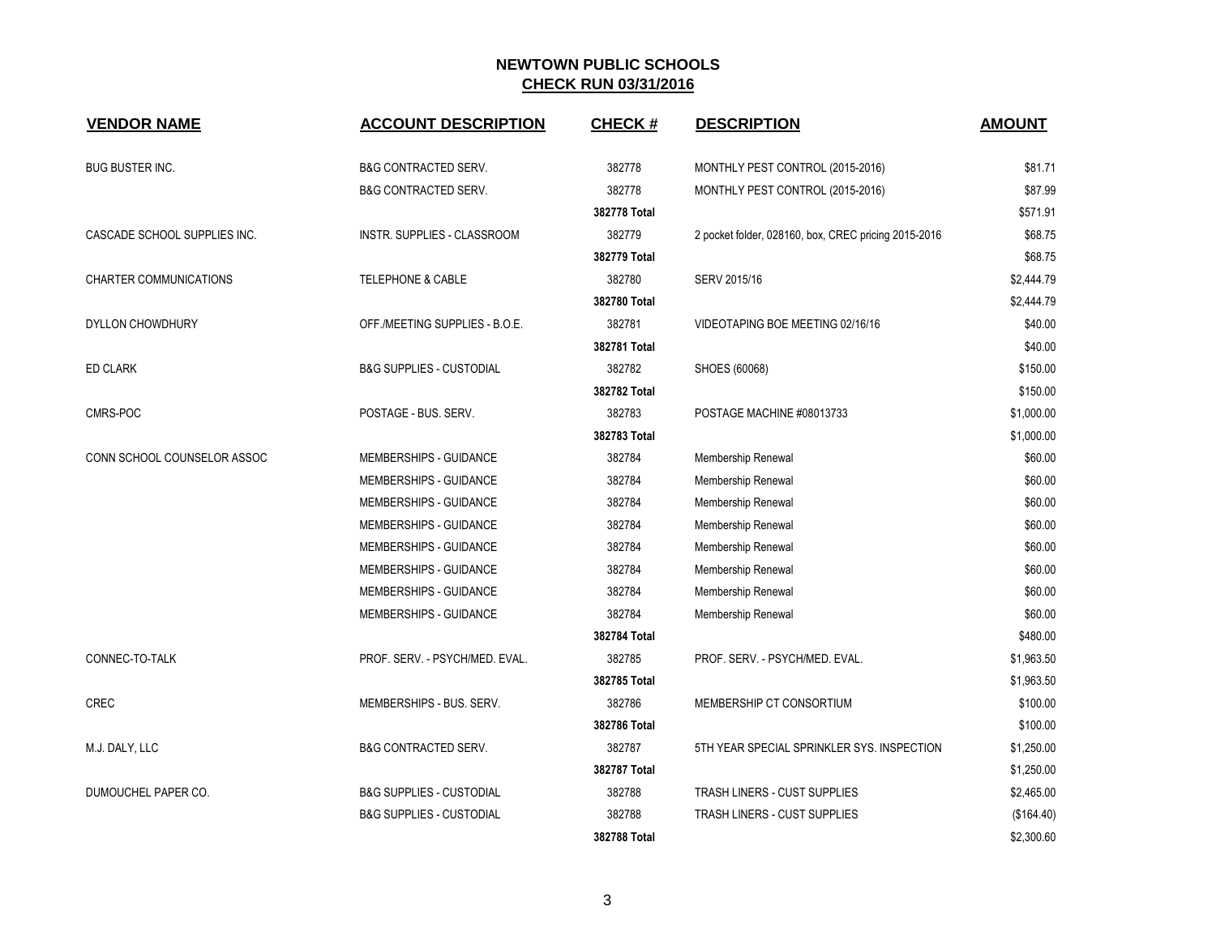## NEWTOWN PUBLIC SCHOOLS
## CHECK RUN 03/31/2016

| VENDOR NAME | ACCOUNT DESCRIPTION | CHECK # | DESCRIPTION | AMOUNT |
|---|---|---|---|---|
| BUG BUSTER INC. | B&G CONTRACTED SERV. | 382778 | MONTHLY PEST CONTROL (2015-2016) | $81.71 |
| | B&G CONTRACTED SERV. | 382778 | MONTHLY PEST CONTROL (2015-2016) | $87.99 |
| | | **382778 Total** | | $571.91 |
| CASCADE SCHOOL SUPPLIES INC. | INSTR. SUPPLIES - CLASSROOM | 382779 | 2 pocket folder, 028160, box, CREC pricing 2015-2016 | $68.75 |
| | | **382779 Total** | | $68.75 |
| CHARTER COMMUNICATIONS | TELEPHONE & CABLE | 382780 | SERV 2015/16 | $2,444.79 |
| | | **382780 Total** | | $2,444.79 |
| DYLLON CHOWDHURY | OFF./MEETING SUPPLIES - B.O.E. | 382781 | VIDEOTAPING BOE MEETING 02/16/16 | $40.00 |
| | | **382781 Total** | | $40.00 |
| ED CLARK | B&G SUPPLIES - CUSTODIAL | 382782 | SHOES (60068) | $150.00 |
| | | **382782 Total** | | $150.00 |
| CMRS-POC | POSTAGE - BUS. SERV. | 382783 | POSTAGE MACHINE #08013733 | $1,000.00 |
| | | **382783 Total** | | $1,000.00 |
| CONN SCHOOL COUNSELOR ASSOC | MEMBERSHIPS - GUIDANCE | 382784 | Membership Renewal | $60.00 |
| | MEMBERSHIPS - GUIDANCE | 382784 | Membership Renewal | $60.00 |
| | MEMBERSHIPS - GUIDANCE | 382784 | Membership Renewal | $60.00 |
| | MEMBERSHIPS - GUIDANCE | 382784 | Membership Renewal | $60.00 |
| | MEMBERSHIPS - GUIDANCE | 382784 | Membership Renewal | $60.00 |
| | MEMBERSHIPS - GUIDANCE | 382784 | Membership Renewal | $60.00 |
| | MEMBERSHIPS - GUIDANCE | 382784 | Membership Renewal | $60.00 |
| | MEMBERSHIPS - GUIDANCE | 382784 | Membership Renewal | $60.00 |
| | | **382784 Total** | | $480.00 |
| CONNEC-TO-TALK | PROF. SERV. - PSYCH/MED. EVAL. | 382785 | PROF. SERV. - PSYCH/MED. EVAL. | $1,963.50 |
| | | **382785 Total** | | $1,963.50 |
| CREC | MEMBERSHIPS - BUS. SERV. | 382786 | MEMBERSHIP CT CONSORTIUM | $100.00 |
| | | **382786 Total** | | $100.00 |
| M.J. DALY, LLC | B&G CONTRACTED SERV. | 382787 | 5TH YEAR SPECIAL SPRINKLER SYS. INSPECTION | $1,250.00 |
| | | **382787 Total** | | $1,250.00 |
| DUMOUCHEL PAPER CO. | B&G SUPPLIES - CUSTODIAL | 382788 | TRASH LINERS - CUST SUPPLIES | $2,465.00 |
| | B&G SUPPLIES - CUSTODIAL | 382788 | TRASH LINERS - CUST SUPPLIES | ($164.40) |
| | | **382788 Total** | | $2,300.60 |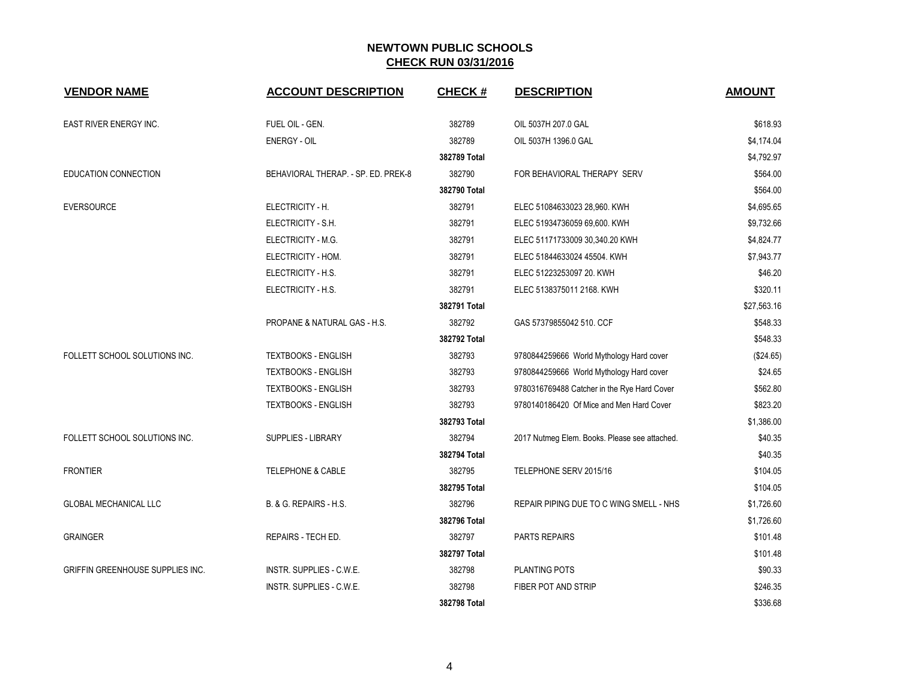# NEWTOWN PUBLIC SCHOOLS

## CHECK RUN 03/31/2016

| VENDOR NAME | ACCOUNT DESCRIPTION | CHECK # | DESCRIPTION | AMOUNT |
|---|---|---|---|---|
| EAST RIVER ENERGY INC. | FUEL OIL - GEN. | 382789 | OIL 5037H 207.0 GAL | $618.93 |
| | ENERGY - OIL | 382789 | OIL 5037H 1396.0 GAL | $4,174.04 |
| | | **382789 Total** | | $4,792.97 |
| EDUCATION CONNECTION | BEHAVIORAL THERAP. - SP. ED. PREK-8 | 382790 | FOR BEHAVIORAL THERAPY SERV | $564.00 |
| | | **382790 Total** | | $564.00 |
| EVERSOURCE | ELECTRICITY - H. | 382791 | ELEC 51084633023 28,960. KWH | $4,695.65 |
| | ELECTRICITY - S.H. | 382791 | ELEC 51934736059 69,600. KWH | $9,732.66 |
| | ELECTRICITY - M.G. | 382791 | ELEC 51171733009 30,340.20 KWH | $4,824.77 |
| | ELECTRICITY - HOM. | 382791 | ELEC 51844633024 45504. KWH | $7,943.77 |
| | ELECTRICITY - H.S. | 382791 | ELEC 51223253097 20. KWH | $46.20 |
| | ELECTRICITY - H.S. | 382791 | ELEC 5138375011 2168. KWH | $320.11 |
| | | **382791 Total** | | $27,563.16 |
| | PROPANE & NATURAL GAS - H.S. | 382792 | GAS 57379855042 510. CCF | $548.33 |
| | | **382792 Total** | | $548.33 |
| FOLLETT SCHOOL SOLUTIONS INC. | TEXTBOOKS - ENGLISH | 382793 | 9780844259666 World Mythology Hard cover | ($24.65) |
| | TEXTBOOKS - ENGLISH | 382793 | 9780844259666 World Mythology Hard cover | $24.65 |
| | TEXTBOOKS - ENGLISH | 382793 | 9780316769488 Catcher in the Rye Hard Cover | $562.80 |
| | TEXTBOOKS - ENGLISH | 382793 | 9780140186420 Of Mice and Men Hard Cover | $823.20 |
| | | **382793 Total** | | $1,386.00 |
| FOLLETT SCHOOL SOLUTIONS INC. | SUPPLIES - LIBRARY | 382794 | 2017 Nutmeg Elem. Books. Please see attached. | $40.35 |
| | | **382794 Total** | | $40.35 |
| FRONTIER | TELEPHONE & CABLE | 382795 | TELEPHONE SERV 2015/16 | $104.05 |
| | | **382795 Total** | | $104.05 |
| GLOBAL MECHANICAL LLC | B. & G. REPAIRS - H.S. | 382796 | REPAIR PIPING DUE TO C WING SMELL - NHS | $1,726.60 |
| | | **382796 Total** | | $1,726.60 |
| GRAINGER | REPAIRS - TECH ED. | 382797 | PARTS REPAIRS | $101.48 |
| | | **382797 Total** | | $101.48 |
| GRIFFIN GREENHOUSE SUPPLIES INC. | INSTR. SUPPLIES - C.W.E. | 382798 | PLANTING POTS | $90.33 |
| | INSTR. SUPPLIES - C.W.E. | 382798 | FIBER POT AND STRIP | $246.35 |
| | | **382798 Total** | | $336.68 |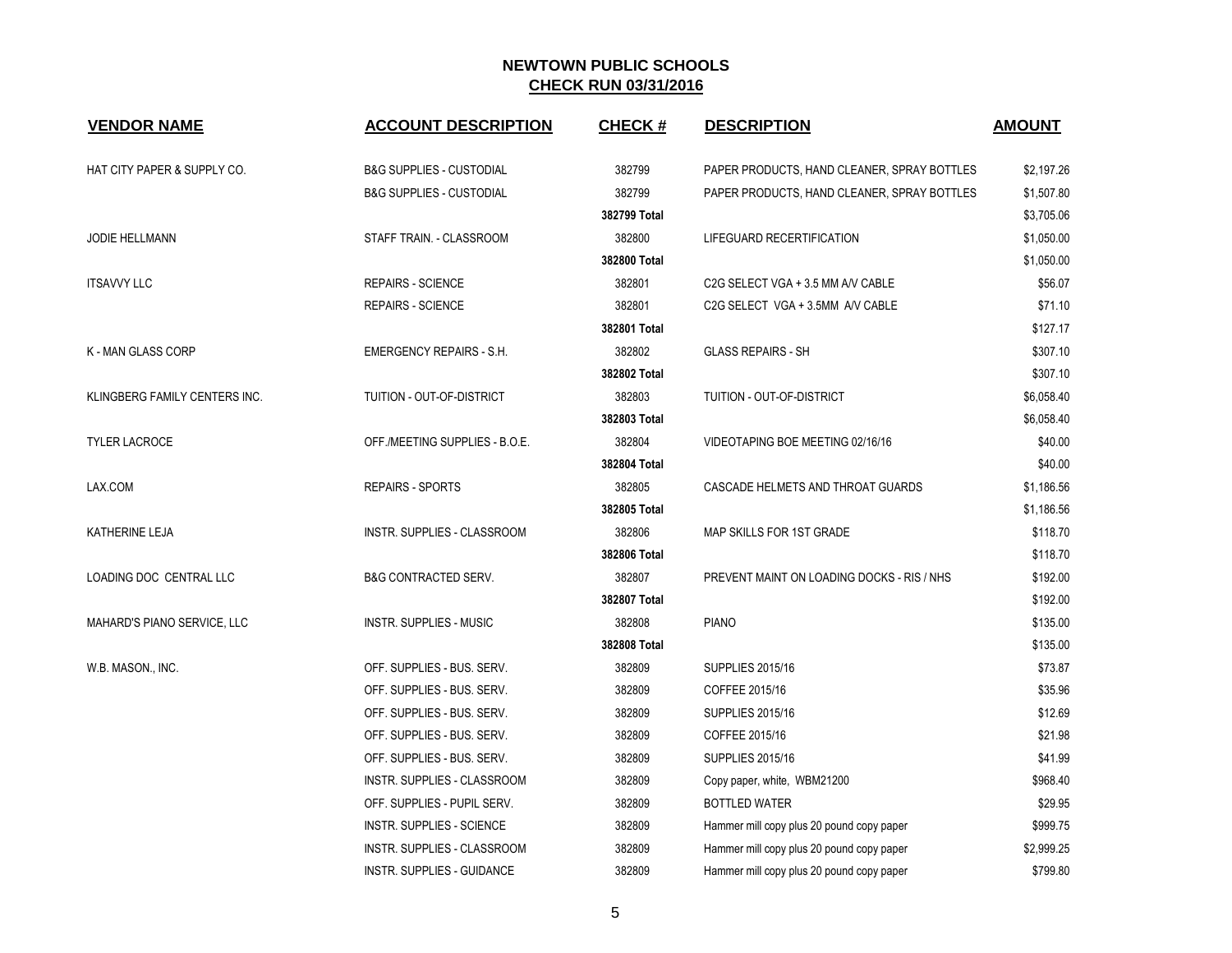# NEWTOWN PUBLIC SCHOOLS

## CHECK RUN 03/31/2016

| VENDOR NAME | ACCOUNT DESCRIPTION | CHECK # | DESCRIPTION | AMOUNT |
|---|---|---|---|---|
| HAT CITY PAPER & SUPPLY CO. | B&G SUPPLIES - CUSTODIAL | 382799 | PAPER PRODUCTS, HAND CLEANER, SPRAY BOTTLES | $2,197.26 |
| | B&G SUPPLIES - CUSTODIAL | 382799 | PAPER PRODUCTS, HAND CLEANER, SPRAY BOTTLES | $1,507.80 |
| | | **382799 Total** | | $3,705.06 |
| JODIE HELLMANN | STAFF TRAIN. - CLASSROOM | 382800 | LIFEGUARD RECERTIFICATION | $1,050.00 |
| | | **382800 Total** | | $1,050.00 |
| ITSAVVY LLC | REPAIRS - SCIENCE | 382801 | C2G SELECT VGA + 3.5 MM A/V CABLE | $56.07 |
| | REPAIRS - SCIENCE | 382801 | C2G SELECT VGA + 3.5MM A/V CABLE | $71.10 |
| | | **382801 Total** | | $127.17 |
| K - MAN GLASS CORP | EMERGENCY REPAIRS - S.H. | 382802 | GLASS REPAIRS - SH | $307.10 |
| | | **382802 Total** | | $307.10 |
| KLINGBERG FAMILY CENTERS INC. | TUITION - OUT-OF-DISTRICT | 382803 | TUITION - OUT-OF-DISTRICT | $6,058.40 |
| | | **382803 Total** | | $6,058.40 |
| TYLER LACROCE | OFF./MEETING SUPPLIES - B.O.E. | 382804 | VIDEOTAPING BOE MEETING 02/16/16 | $40.00 |
| | | **382804 Total** | | $40.00 |
| LAX.COM | REPAIRS - SPORTS | 382805 | CASCADE HELMETS AND THROAT GUARDS | $1,186.56 |
| | | **382805 Total** | | $1,186.56 |
| KATHERINE LEJA | INSTR. SUPPLIES - CLASSROOM | 382806 | MAP SKILLS FOR 1ST GRADE | $118.70 |
| | | **382806 Total** | | $118.70 |
| LOADING DOC CENTRAL LLC | B&G CONTRACTED SERV. | 382807 | PREVENT MAINT ON LOADING DOCKS - RIS / NHS | $192.00 |
| | | **382807 Total** | | $192.00 |
| MAHARD'S PIANO SERVICE, LLC | INSTR. SUPPLIES - MUSIC | 382808 | PIANO | $135.00 |
| | | **382808 Total** | | $135.00 |
| W.B. MASON., INC. | OFF. SUPPLIES - BUS. SERV. | 382809 | SUPPLIES 2015/16 | $73.87 |
| | OFF. SUPPLIES - BUS. SERV. | 382809 | COFFEE 2015/16 | $35.96 |
| | OFF. SUPPLIES - BUS. SERV. | 382809 | SUPPLIES 2015/16 | $12.69 |
| | OFF. SUPPLIES - BUS. SERV. | 382809 | COFFEE 2015/16 | $21.98 |
| | OFF. SUPPLIES - BUS. SERV. | 382809 | SUPPLIES 2015/16 | $41.99 |
| | INSTR. SUPPLIES - CLASSROOM | 382809 | Copy paper, white, WBM21200 | $968.40 |
| | OFF. SUPPLIES - PUPIL SERV. | 382809 | BOTTLED WATER | $29.95 |
| | INSTR. SUPPLIES - SCIENCE | 382809 | Hammer mill copy plus 20 pound copy paper | $999.75 |
| | INSTR. SUPPLIES - CLASSROOM | 382809 | Hammer mill copy plus 20 pound copy paper | $2,999.25 |
| | INSTR. SUPPLIES - GUIDANCE | 382809 | Hammer mill copy plus 20 pound copy paper | $799.80 |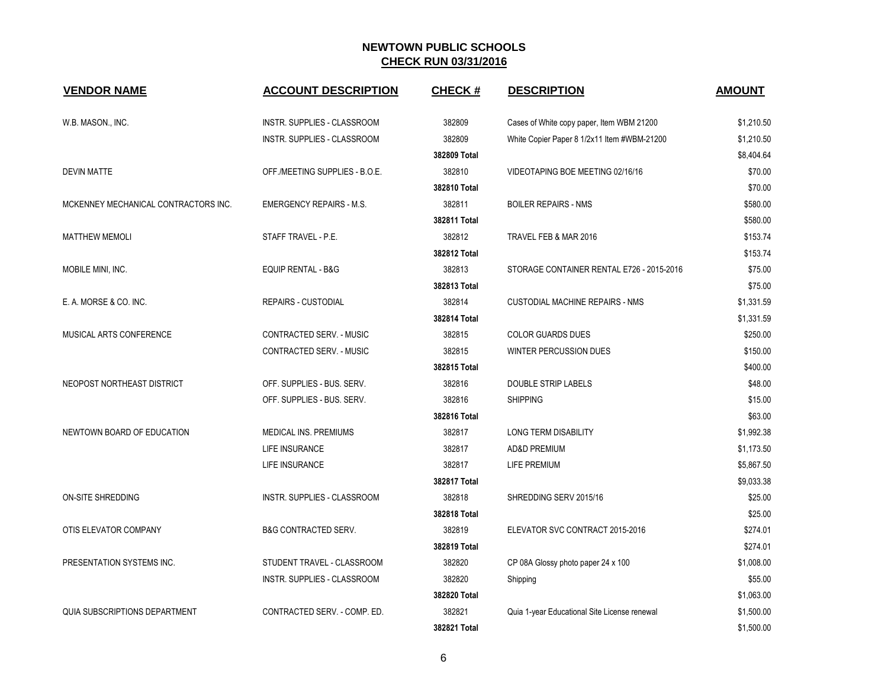## NEWTOWN PUBLIC SCHOOLS

## CHECK RUN 03/31/2016

| VENDOR NAME | ACCOUNT DESCRIPTION | CHECK # | DESCRIPTION | AMOUNT |
|---|---|---|---|---|
| W.B. MASON., INC. | INSTR. SUPPLIES - CLASSROOM | 382809 | Cases of White copy paper, Item WBM 21200 | $1,210.50 |
| | INSTR. SUPPLIES - CLASSROOM | 382809 | White Copier Paper 8 1/2x11 Item #WBM-21200 | $1,210.50 |
| | | **382809 Total** | | $8,404.64 |
| DEVIN MATTE | OFF./MEETING SUPPLIES - B.O.E. | 382810 | VIDEOTAPING BOE MEETING 02/16/16 | $70.00 |
| | | **382810 Total** | | $70.00 |
| MCKENNEY MECHANICAL CONTRACTORS INC. | EMERGENCY REPAIRS - M.S. | 382811 | BOILER REPAIRS - NMS | $580.00 |
| | | **382811 Total** | | $580.00 |
| MATTHEW MEMOLI | STAFF TRAVEL - P.E. | 382812 | TRAVEL FEB & MAR 2016 | $153.74 |
| | | **382812 Total** | | $153.74 |
| MOBILE MINI, INC. | EQUIP RENTAL - B&G | 382813 | STORAGE CONTAINER RENTAL E726 - 2015-2016 | $75.00 |
| | | **382813 Total** | | $75.00 |
| E. A. MORSE & CO. INC. | REPAIRS - CUSTODIAL | 382814 | CUSTODIAL MACHINE REPAIRS - NMS | $1,331.59 |
| | | **382814 Total** | | $1,331.59 |
| MUSICAL ARTS CONFERENCE | CONTRACTED SERV. - MUSIC | 382815 | COLOR GUARDS DUES | $250.00 |
| | CONTRACTED SERV. - MUSIC | 382815 | WINTER PERCUSSION DUES | $150.00 |
| | | **382815 Total** | | $400.00 |
| NEOPOST NORTHEAST DISTRICT | OFF. SUPPLIES - BUS. SERV. | 382816 | DOUBLE STRIP LABELS | $48.00 |
| | OFF. SUPPLIES - BUS. SERV. | 382816 | SHIPPING | $15.00 |
| | | **382816 Total** | | $63.00 |
| NEWTOWN BOARD OF EDUCATION | MEDICAL INS. PREMIUMS | 382817 | LONG TERM DISABILITY | $1,992.38 |
| | LIFE INSURANCE | 382817 | AD&D PREMIUM | $1,173.50 |
| | LIFE INSURANCE | 382817 | LIFE PREMIUM | $5,867.50 |
| | | **382817 Total** | | $9,033.38 |
| ON-SITE SHREDDING | INSTR. SUPPLIES - CLASSROOM | 382818 | SHREDDING SERV 2015/16 | $25.00 |
| | | **382818 Total** | | $25.00 |
| OTIS ELEVATOR COMPANY | B&G CONTRACTED SERV. | 382819 | ELEVATOR SVC CONTRACT 2015-2016 | $274.01 |
| | | **382819 Total** | | $274.01 |
| PRESENTATION SYSTEMS INC. | STUDENT TRAVEL - CLASSROOM | 382820 | CP 08A Glossy photo paper 24 x 100 | $1,008.00 |
| | INSTR. SUPPLIES - CLASSROOM | 382820 | Shipping | $55.00 |
| | | **382820 Total** | | $1,063.00 |
| QUIA SUBSCRIPTIONS DEPARTMENT | CONTRACTED SERV. - COMP. ED. | 382821 | Quia 1-year Educational Site License renewal | $1,500.00 |
| | | **382821 Total** | | $1,500.00 |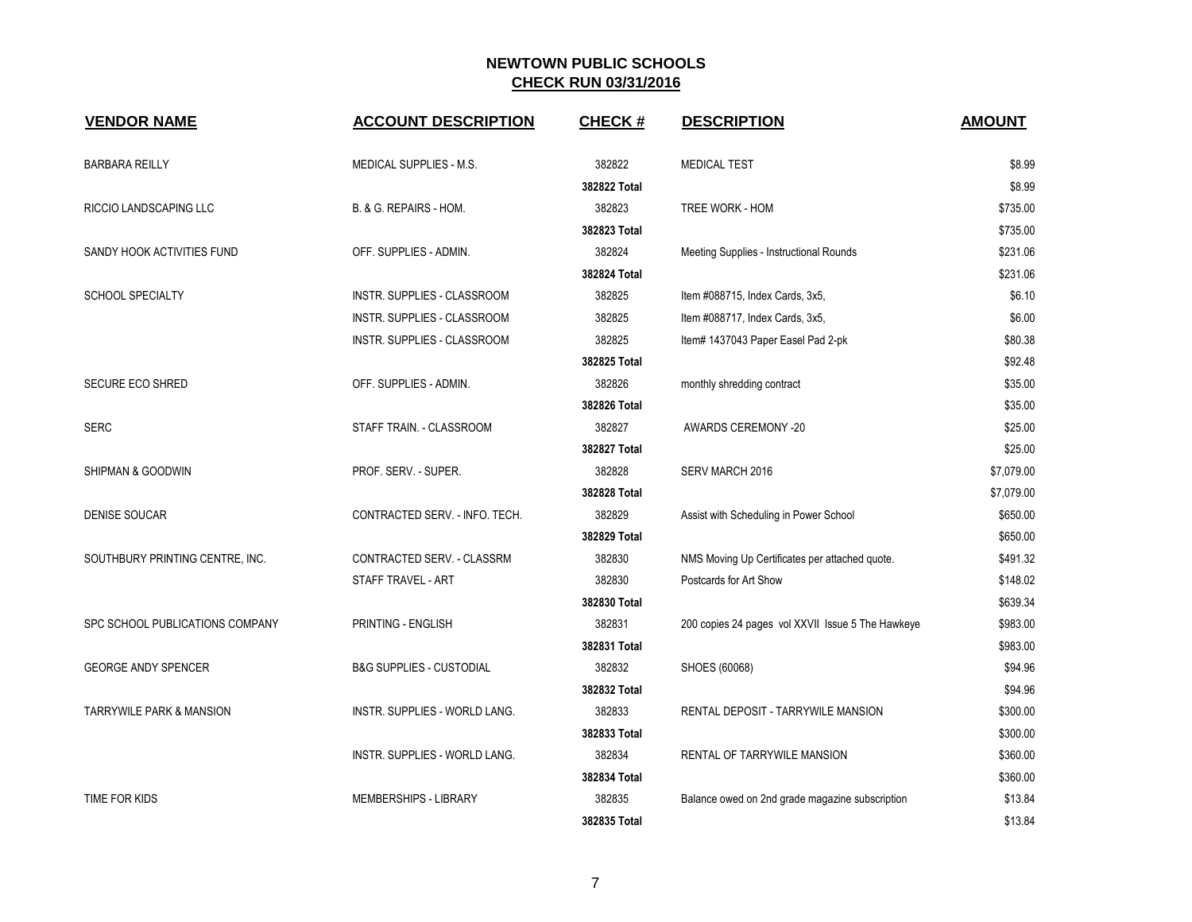# NEWTOWN PUBLIC SCHOOLS

## CHECK RUN 03/31/2016

| VENDOR NAME | ACCOUNT DESCRIPTION | CHECK # | DESCRIPTION | AMOUNT |
|---|---|---|---|---|
| BARBARA REILLY | MEDICAL SUPPLIES - M.S. | 382822 | MEDICAL TEST | $8.99 |
| | | **382822 Total** | | $8.99 |
| RICCIO LANDSCAPING LLC | B. & G. REPAIRS - HOM. | 382823 | TREE WORK - HOM | $735.00 |
| | | **382823 Total** | | $735.00 |
| SANDY HOOK ACTIVITIES FUND | OFF. SUPPLIES - ADMIN. | 382824 | Meeting Supplies - Instructional Rounds | $231.06 |
| | | **382824 Total** | | $231.06 |
| SCHOOL SPECIALTY | INSTR. SUPPLIES - CLASSROOM | 382825 | Item #088715, Index Cards, 3x5, | $6.10 |
| | INSTR. SUPPLIES - CLASSROOM | 382825 | Item #088717, Index Cards, 3x5, | $6.00 |
| | INSTR. SUPPLIES - CLASSROOM | 382825 | Item# 1437043 Paper Easel Pad 2-pk | $80.38 |
| | | **382825 Total** | | $92.48 |
| SECURE ECO SHRED | OFF. SUPPLIES - ADMIN. | 382826 | monthly shredding contract | $35.00 |
| | | **382826 Total** | | $35.00 |
| SERC | STAFF TRAIN. - CLASSROOM | 382827 | AWARDS CEREMONY -20 | $25.00 |
| | | **382827 Total** | | $25.00 |
| SHIPMAN & GOODWIN | PROF. SERV. - SUPER. | 382828 | SERV MARCH 2016 | $7,079.00 |
| | | **382828 Total** | | $7,079.00 |
| DENISE SOUCAR | CONTRACTED SERV. - INFO. TECH. | 382829 | Assist with Scheduling in Power School | $650.00 |
| | | **382829 Total** | | $650.00 |
| SOUTHBURY PRINTING CENTRE, INC. | CONTRACTED SERV. - CLASSRM | 382830 | NMS Moving Up Certificates per attached quote. | $491.32 |
| | STAFF TRAVEL - ART | 382830 | Postcards for Art Show | $148.02 |
| | | **382830 Total** | | $639.34 |
| SPC SCHOOL PUBLICATIONS COMPANY | PRINTING - ENGLISH | 382831 | 200 copies 24 pages vol XXVII Issue 5 The Hawkeye | $983.00 |
| | | **382831 Total** | | $983.00 |
| GEORGE ANDY SPENCER | B&G SUPPLIES - CUSTODIAL | 382832 | SHOES (60068) | $94.96 |
| | | **382832 Total** | | $94.96 |
| TARRYWILE PARK & MANSION | INSTR. SUPPLIES - WORLD LANG. | 382833 | RENTAL DEPOSIT - TARRYWILE MANSION | $300.00 |
| | | **382833 Total** | | $300.00 |
| | INSTR. SUPPLIES - WORLD LANG. | 382834 | RENTAL OF TARRYWILE MANSION | $360.00 |
| | | **382834 Total** | | $360.00 |
| TIME FOR KIDS | MEMBERSHIPS - LIBRARY | 382835 | Balance owed on 2nd grade magazine subscription | $13.84 |
| | | **382835 Total** | | $13.84 |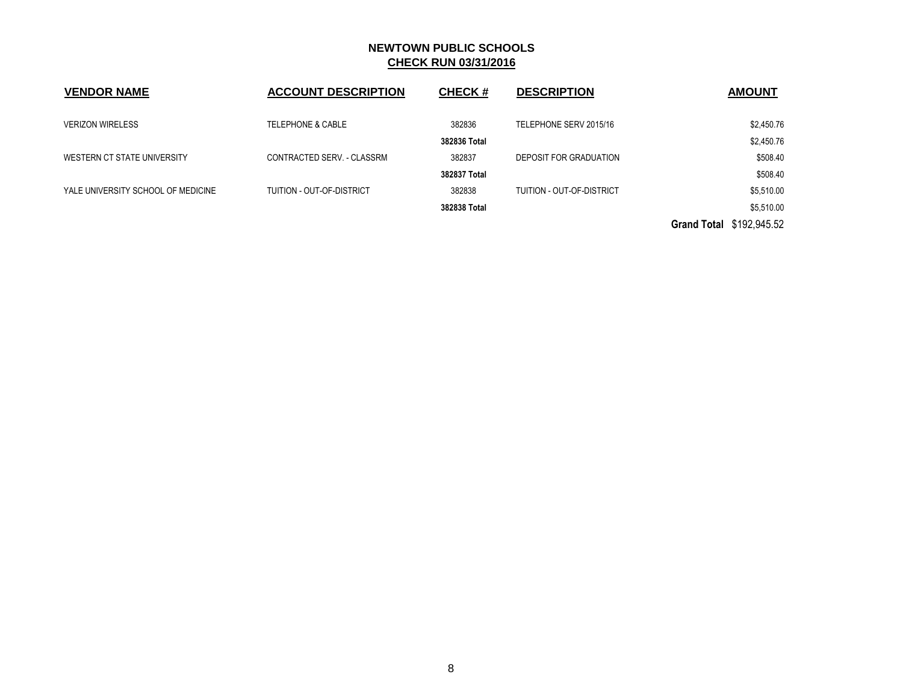**NEWTOWN PUBLIC SCHOOLS**

**CHECK RUN 03/31/2016**

| VENDOR NAME | ACCOUNT DESCRIPTION | CHECK # | DESCRIPTION | AMOUNT |
|---|---|---|---|---|
| VERIZON WIRELESS | TELEPHONE & CABLE | 382836 | TELEPHONE SERV 2015/16 | $2,450.76 |
| | | **382836 Total** | | $2,450.76 |
| WESTERN CT STATE UNIVERSITY | CONTRACTED SERV. - CLASSRM | 382837 | DEPOSIT FOR GRADUATION | $508.40 |
| | | **382837 Total** | | $508.40 |
| YALE UNIVERSITY SCHOOL OF MEDICINE | TUITION - OUT-OF-DISTRICT | 382838 | TUITION - OUT-OF-DISTRICT | $5,510.00 |
| | | **382838 Total** | | $5,510.00 |
| | | | **Grand Total** | $192,945.52 |